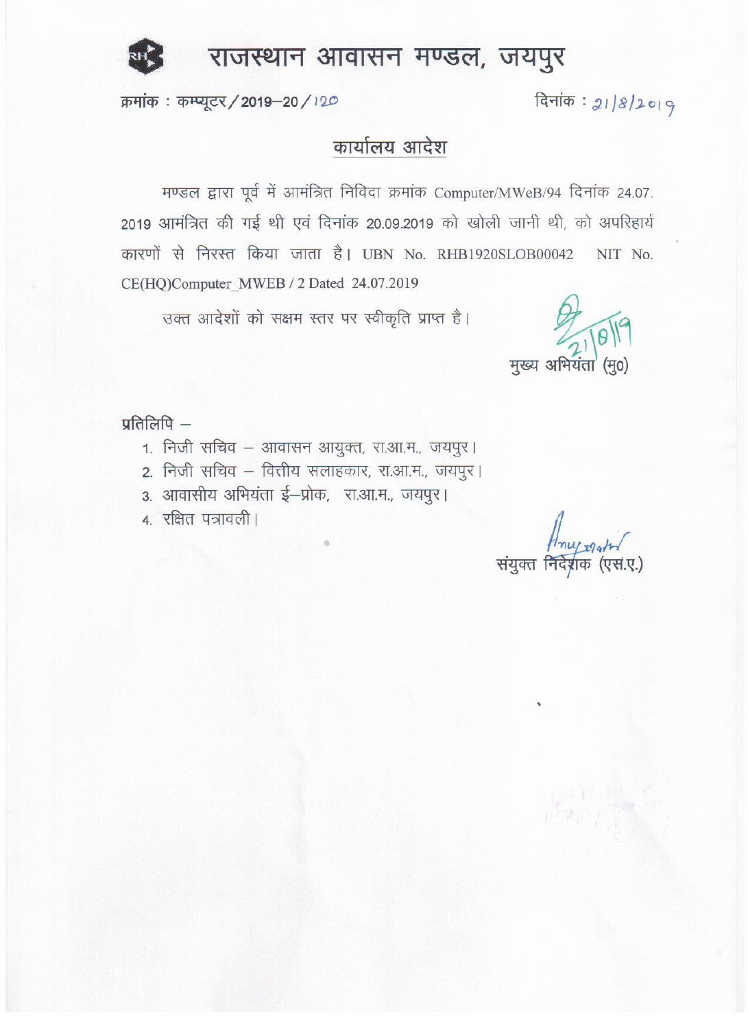# राजस्थान आवासन मण्डल, जयपुर

क्रमांक : कम्प्यूटर / 2019–20 / 120 दिनांक : 21/8/2019

## कार्यालय आदेश

मण्डल द्वारा पूर्व में आमंत्रित निविदा क्रमांक Computer/MWeB/94 दिनांक 24.07.2019 आमंत्रित की गई थी एवं दिनांक 20.09.2019 को खोली जानी थी, को अपरिहार्य कारणों से निरस्त किया जाता है। UBN No. RHB1920SLOB00042 NIT No. CE(HQ)Computer_MWEB / 2 Dated 24.07.2019

उक्त आदेशों को सक्षम स्तर पर स्वीकृति प्राप्त है।

21/8/19

मुख्य अभियंता (मु0)

प्रतिलिपि –

1. निजी सचिव – आवासन आयुक्त, रा.आ.म., जयपुर।
2. निजी सचिव – वित्तीय सलाहकार, रा.आ.म., जयपुर।
3. आवासीय अभियंता ई–प्रोक, रा.आ.म., जयपुर।
4. रक्षित पत्रावली।

संयुक्त निदेशक (एस.ए.)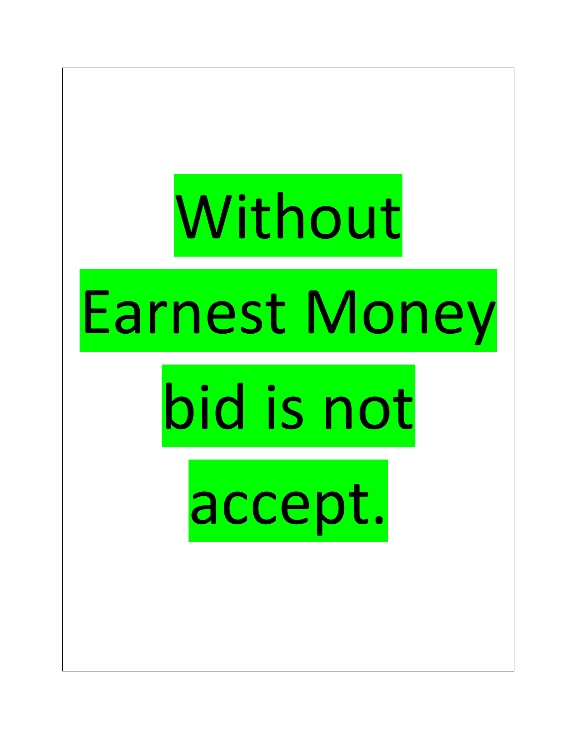# Without Earnest Money bid is not accept.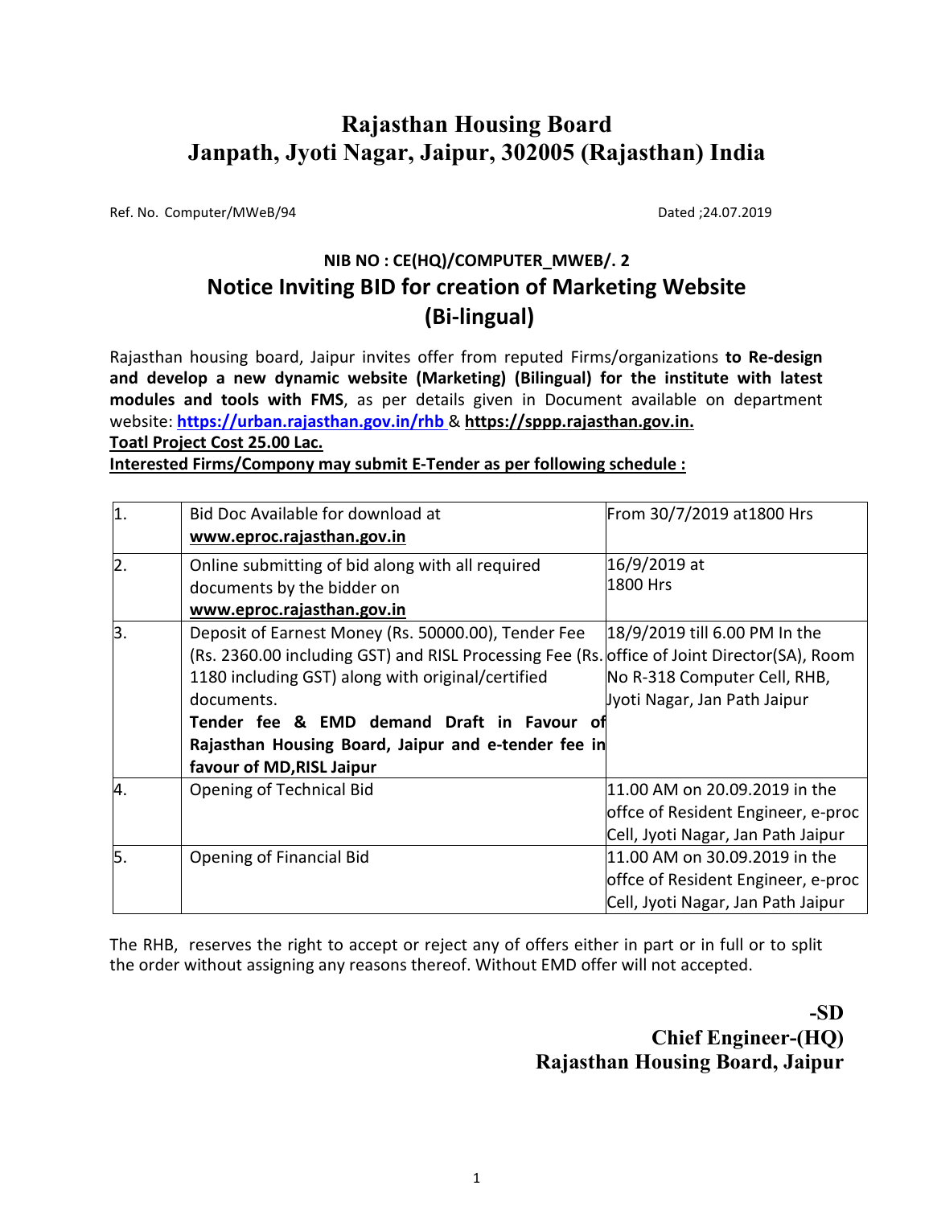# Rajasthan Housing Board
# Janpath, Jyoti Nagar, Jaipur, 302005 (Rajasthan) India

Ref. No. Computer/MWeB/94 Dated ;24.07.2019

## NIB NO : CE(HQ)/COMPUTER_MWEB/. 2

## Notice Inviting BID for creation of Marketing Website (Bi-lingual)

Rajasthan housing board, Jaipur invites offer from reputed Firms/organizations **to Re-design and develop a new dynamic website (Marketing) (Bilingual) for the institute with latest modules and tools with FMS**, as per details given in Document available on department website: **https://urban.rajasthan.gov.in/rhb** & **https://sppp.rajasthan.gov.in.**

**Toatl Project Cost 25.00 Lac.**

**Interested Firms/Compony may submit E-Tender as per following schedule :**

| | | |
|---|---|---|
| 1. | Bid Doc Available for download at **www.eproc.rajasthan.gov.in** | From 30/7/2019 at1800 Hrs |
| 2. | Online submitting of bid along with all required documents by the bidder on **www.eproc.rajasthan.gov.in** | 16/9/2019 at 1800 Hrs |
| 3. | Deposit of Earnest Money (Rs. 50000.00), Tender Fee (Rs. 2360.00 including GST) and RISL Processing Fee (Rs. 1180 including GST) along with original/certified documents. **Tender fee & EMD demand Draft in Favour of Rajasthan Housing Board, Jaipur and e-tender fee in favour of MD,RISL Jaipur** | 18/9/2019 till 6.00 PM In the office of Joint Director(SA), Room No R-318 Computer Cell, RHB, Jyoti Nagar, Jan Path Jaipur |
| 4. | Opening of Technical Bid | 11.00 AM on 20.09.2019 in the offce of Resident Engineer, e-proc Cell, Jyoti Nagar, Jan Path Jaipur |
| 5. | Opening of Financial Bid | 11.00 AM on 30.09.2019 in the offce of Resident Engineer, e-proc Cell, Jyoti Nagar, Jan Path Jaipur |

The RHB, reserves the right to accept or reject any of offers either in part or in full or to split the order without assigning any reasons thereof. Without EMD offer will not accepted.

**-SD**
**Chief Engineer-(HQ)**
**Rajasthan Housing Board, Jaipur**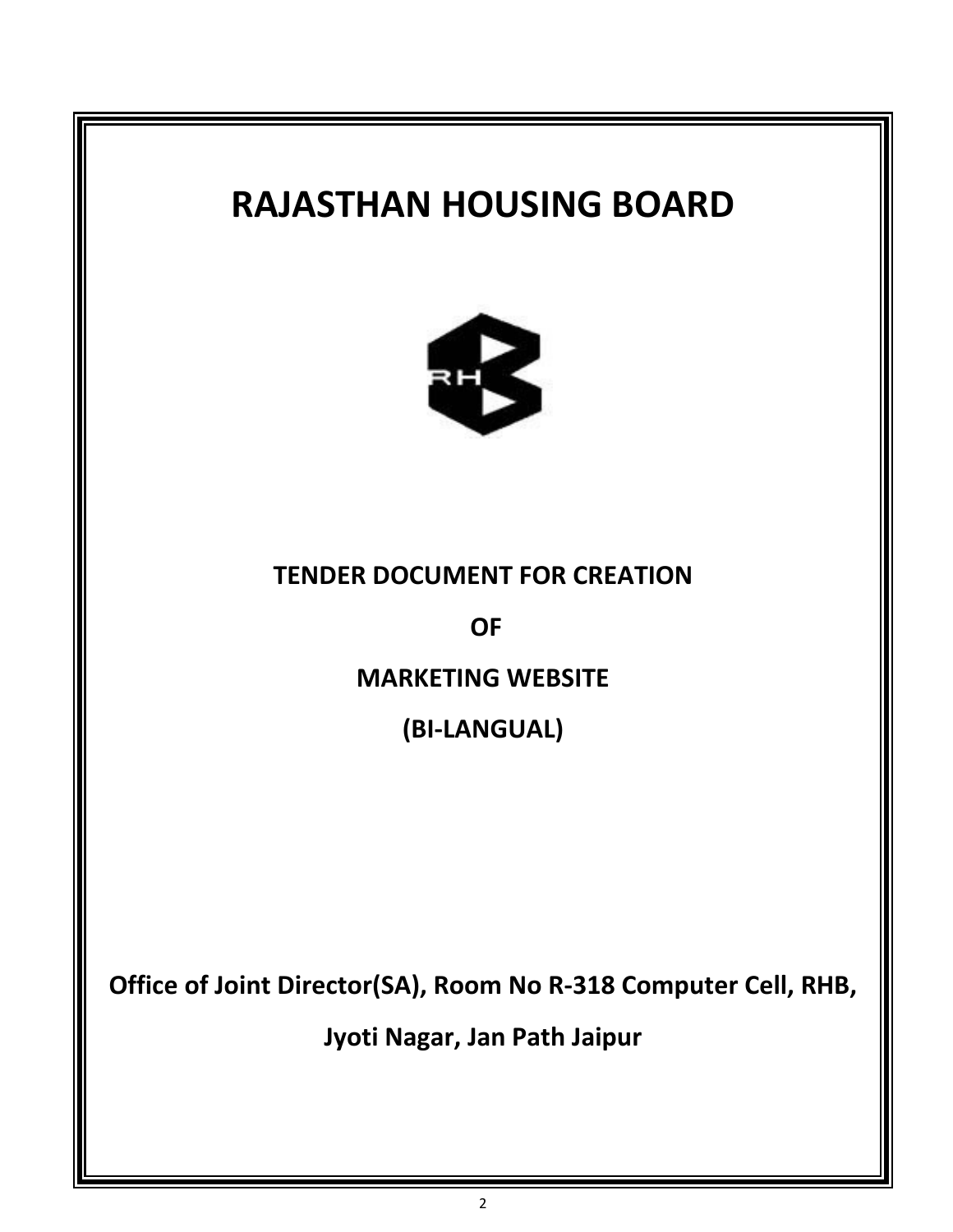# RAJASTHAN HOUSING BOARD

**TENDER DOCUMENT FOR CREATION**

**OF**

**MARKETING WEBSITE**

**(BI-LANGUAL)**

**Office of Joint Director(SA), Room No R-318 Computer Cell, RHB,**

**Jyoti Nagar, Jan Path Jaipur**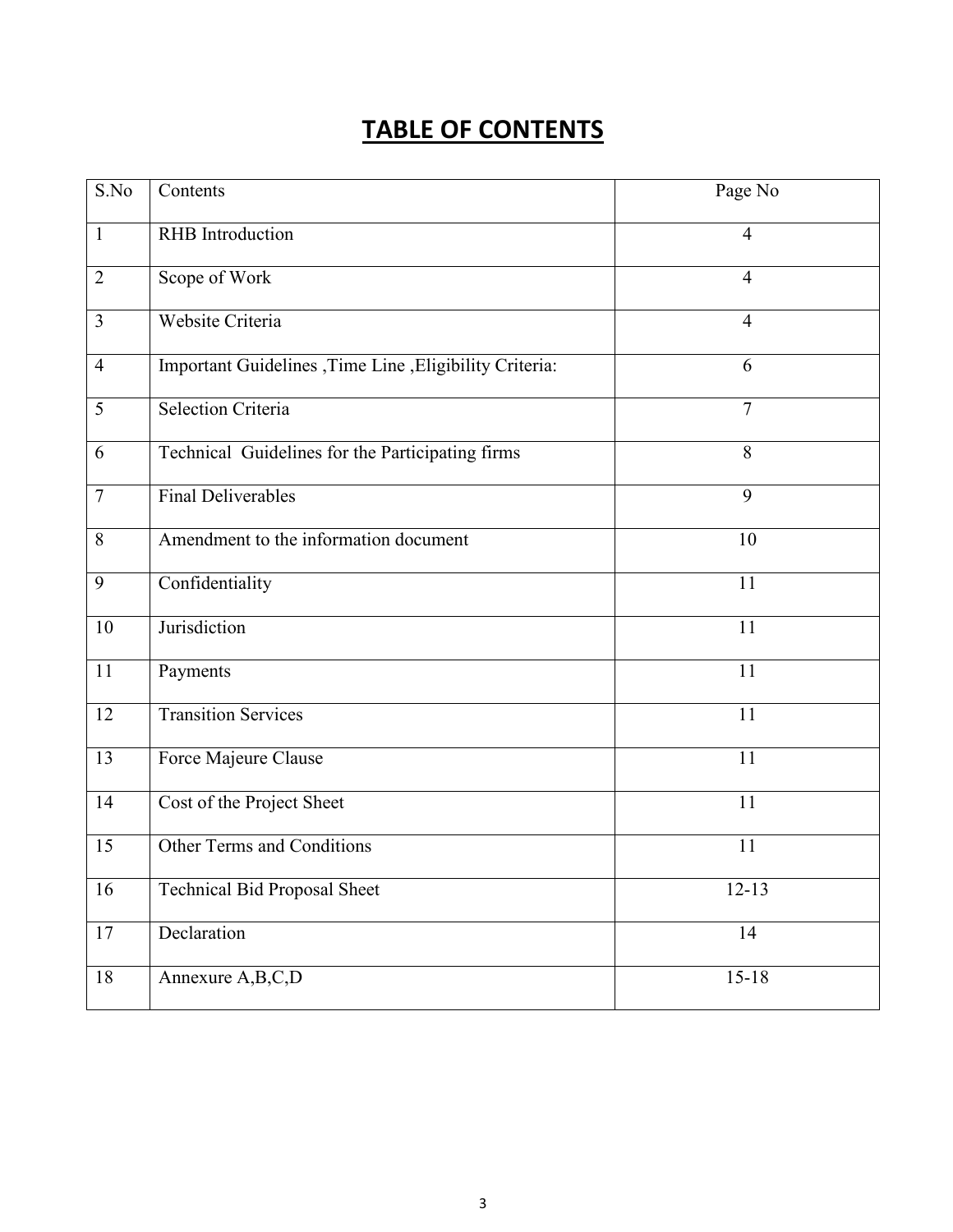# TABLE OF CONTENTS

| S.No | Contents | Page No |
|---|---|---|
| 1 | RHB Introduction | 4 |
| 2 | Scope of Work | 4 |
| 3 | Website Criteria | 4 |
| 4 | Important Guidelines ,Time Line ,Eligibility Criteria: | 6 |
| 5 | Selection Criteria | 7 |
| 6 | Technical Guidelines for the Participating firms | 8 |
| 7 | Final Deliverables | 9 |
| 8 | Amendment to the information document | 10 |
| 9 | Confidentiality | 11 |
| 10 | Jurisdiction | 11 |
| 11 | Payments | 11 |
| 12 | Transition Services | 11 |
| 13 | Force Majeure Clause | 11 |
| 14 | Cost of the Project Sheet | 11 |
| 15 | Other Terms and Conditions | 11 |
| 16 | Technical Bid Proposal Sheet | 12-13 |
| 17 | Declaration | 14 |
| 18 | Annexure A,B,C,D | 15-18 |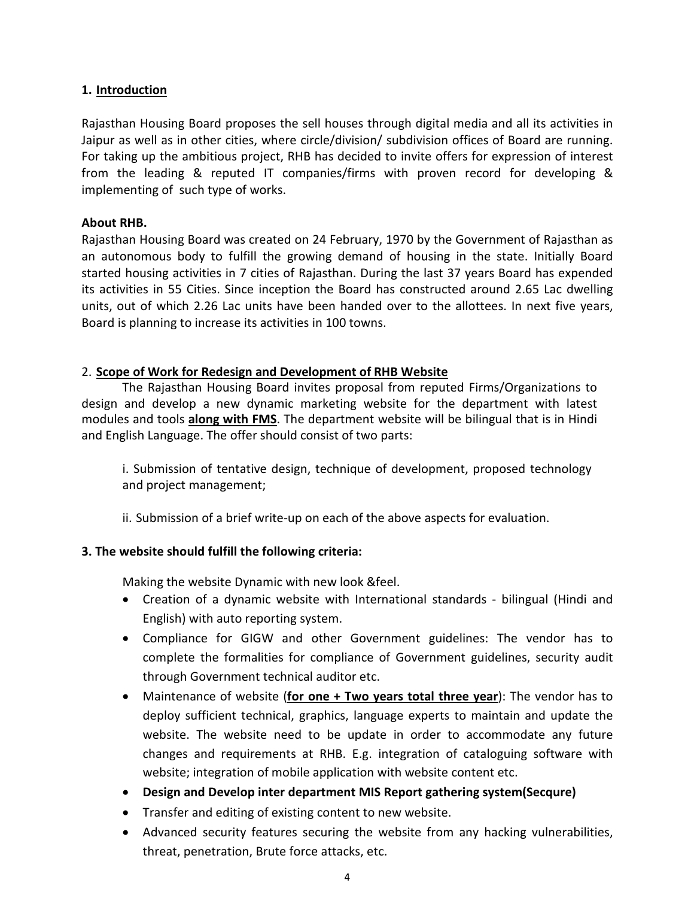## 1. <u>Introduction</u>

Rajasthan Housing Board proposes the sell houses through digital media and all its activities in Jaipur as well as in other cities, where circle/division/ subdivision offices of Board are running. For taking up the ambitious project, RHB has decided to invite offers for expression of interest from the leading & reputed IT companies/firms with proven record for developing & implementing of such type of works.

**About RHB.**

Rajasthan Housing Board was created on 24 February, 1970 by the Government of Rajasthan as an autonomous body to fulfill the growing demand of housing in the state. Initially Board started housing activities in 7 cities of Rajasthan. During the last 37 years Board has expended its activities in 55 Cities. Since inception the Board has constructed around 2.65 Lac dwelling units, out of which 2.26 Lac units have been handed over to the allottees. In next five years, Board is planning to increase its activities in 100 towns.

## 2. <u>**Scope of Work for Redesign and Development of RHB Website**</u>

The Rajasthan Housing Board invites proposal from reputed Firms/Organizations to design and develop a new dynamic marketing website for the department with latest modules and tools <u>**along with FMS**</u>. The department website will be bilingual that is in Hindi and English Language. The offer should consist of two parts:

i. Submission of tentative design, technique of development, proposed technology and project management;

ii. Submission of a brief write-up on each of the above aspects for evaluation.

### 3. The website should fulfill the following criteria:

Making the website Dynamic with new look &feel.

- Creation of a dynamic website with International standards - bilingual (Hindi and English) with auto reporting system.
- Compliance for GIGW and other Government guidelines: The vendor has to complete the formalities for compliance of Government guidelines, security audit through Government technical auditor etc.
- Maintenance of website (<u>**for one + Two years total three year**</u>): The vendor has to deploy sufficient technical, graphics, language experts to maintain and update the website. The website need to be update in order to accommodate any future changes and requirements at RHB. E.g. integration of cataloguing software with website; integration of mobile application with website content etc.
- **Design and Develop inter department MIS Report gathering system(Secqure)**
- Transfer and editing of existing content to new website.
- Advanced security features securing the website from any hacking vulnerabilities, threat, penetration, Brute force attacks, etc.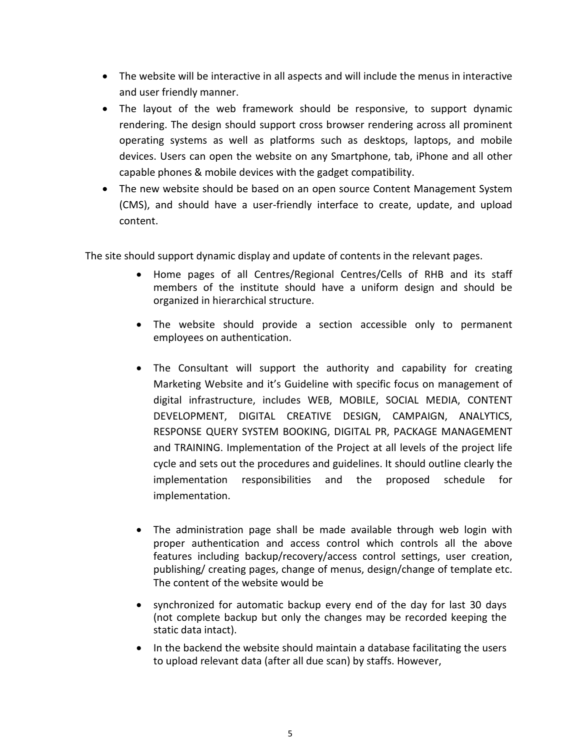- The website will be interactive in all aspects and will include the menus in interactive and user friendly manner.
- The layout of the web framework should be responsive, to support dynamic rendering. The design should support cross browser rendering across all prominent operating systems as well as platforms such as desktops, laptops, and mobile devices. Users can open the website on any Smartphone, tab, iPhone and all other capable phones & mobile devices with the gadget compatibility.
- The new website should be based on an open source Content Management System (CMS), and should have a user-friendly interface to create, update, and upload content.

The site should support dynamic display and update of contents in the relevant pages.

- Home pages of all Centres/Regional Centres/Cells of RHB and its staff members of the institute should have a uniform design and should be organized in hierarchical structure.
- The website should provide a section accessible only to permanent employees on authentication.
- The Consultant will support the authority and capability for creating Marketing Website and it's Guideline with specific focus on management of digital infrastructure, includes WEB, MOBILE, SOCIAL MEDIA, CONTENT DEVELOPMENT, DIGITAL CREATIVE DESIGN, CAMPAIGN, ANALYTICS, RESPONSE QUERY SYSTEM BOOKING, DIGITAL PR, PACKAGE MANAGEMENT and TRAINING. Implementation of the Project at all levels of the project life cycle and sets out the procedures and guidelines. It should outline clearly the implementation responsibilities and the proposed schedule for implementation.
- The administration page shall be made available through web login with proper authentication and access control which controls all the above features including backup/recovery/access control settings, user creation, publishing/ creating pages, change of menus, design/change of template etc. The content of the website would be
- synchronized for automatic backup every end of the day for last 30 days (not complete backup but only the changes may be recorded keeping the static data intact).
- In the backend the website should maintain a database facilitating the users to upload relevant data (after all due scan) by staffs. However,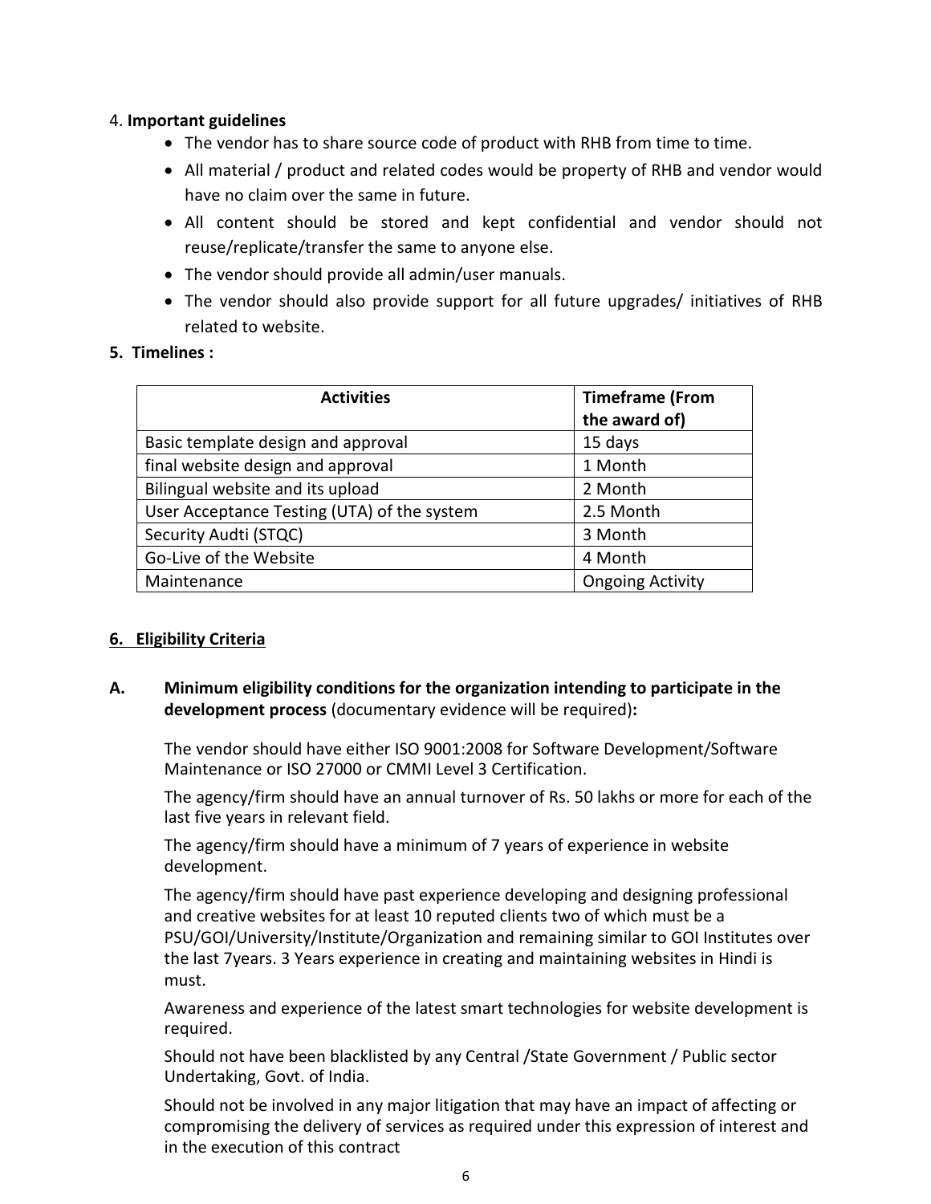4. **Important guidelines**

- The vendor has to share source code of product with RHB from time to time.
- All material / product and related codes would be property of RHB and vendor would have no claim over the same in future.
- All content should be stored and kept confidential and vendor should not reuse/replicate/transfer the same to anyone else.
- The vendor should provide all admin/user manuals.
- The vendor should also provide support for all future upgrades/ initiatives of RHB related to website.

**5. Timelines :**

| Activities | Timeframe (From the award of) |
|---|---|
| Basic template design and approval | 15 days |
| final website design and approval | 1 Month |
| Bilingual website and its upload | 2 Month |
| User Acceptance Testing (UTA) of the system | 2.5 Month |
| Security Audti (STQC) | 3 Month |
| Go-Live of the Website | 4 Month |
| Maintenance | Ongoing Activity |

**6. Eligibility Criteria**

**A. Minimum eligibility conditions for the organization intending to participate in the development process** (documentary evidence will be required)**:**

The vendor should have either ISO 9001:2008 for Software Development/Software Maintenance or ISO 27000 or CMMI Level 3 Certification.

The agency/firm should have an annual turnover of Rs. 50 lakhs or more for each of the last five years in relevant field.

The agency/firm should have a minimum of 7 years of experience in website development.

The agency/firm should have past experience developing and designing professional and creative websites for at least 10 reputed clients two of which must be a PSU/GOI/University/Institute/Organization and remaining similar to GOI Institutes over the last 7years. 3 Years experience in creating and maintaining websites in Hindi is must.

Awareness and experience of the latest smart technologies for website development is required.

Should not have been blacklisted by any Central /State Government / Public sector Undertaking, Govt. of India.

Should not be involved in any major litigation that may have an impact of affecting or compromising the delivery of services as required under this expression of interest and in the execution of this contract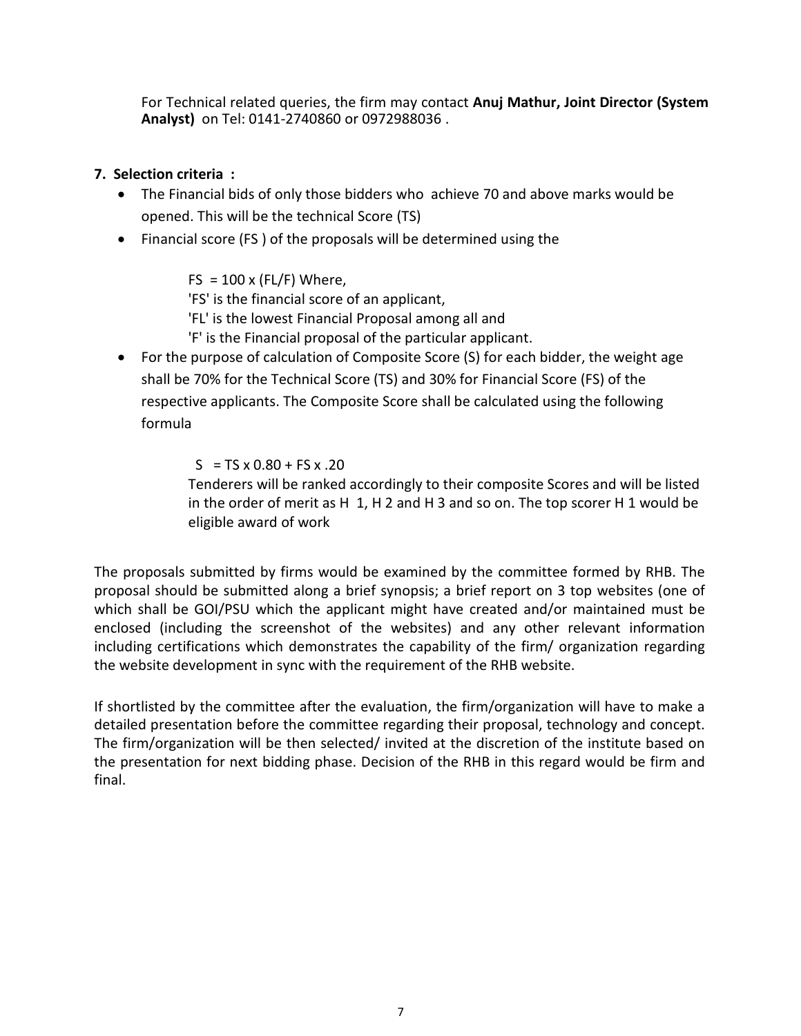For Technical related queries, the firm may contact **Anuj Mathur, Joint Director (System Analyst)** on Tel: 0141-2740860 or 0972988036 .

**7. Selection criteria :**

- The Financial bids of only those bidders who achieve 70 and above marks would be opened. This will be the technical Score (TS)
- Financial score (FS ) of the proposals will be determined using the

  FS = 100 x (FL/F) Where,
  'FS' is the financial score of an applicant,
  'FL' is the lowest Financial Proposal among all and
  'F' is the Financial proposal of the particular applicant.

- For the purpose of calculation of Composite Score (S) for each bidder, the weight age shall be 70% for the Technical Score (TS) and 30% for Financial Score (FS) of the respective applicants. The Composite Score shall be calculated using the following formula

  S = TS x 0.80 + FS x .20

  Tenderers will be ranked accordingly to their composite Scores and will be listed in the order of merit as H 1, H 2 and H 3 and so on. The top scorer H 1 would be eligible award of work

The proposals submitted by firms would be examined by the committee formed by RHB. The proposal should be submitted along a brief synopsis; a brief report on 3 top websites (one of which shall be GOI/PSU which the applicant might have created and/or maintained must be enclosed (including the screenshot of the websites) and any other relevant information including certifications which demonstrates the capability of the firm/ organization regarding the website development in sync with the requirement of the RHB website.

If shortlisted by the committee after the evaluation, the firm/organization will have to make a detailed presentation before the committee regarding their proposal, technology and concept. The firm/organization will be then selected/ invited at the discretion of the institute based on the presentation for next bidding phase. Decision of the RHB in this regard would be firm and final.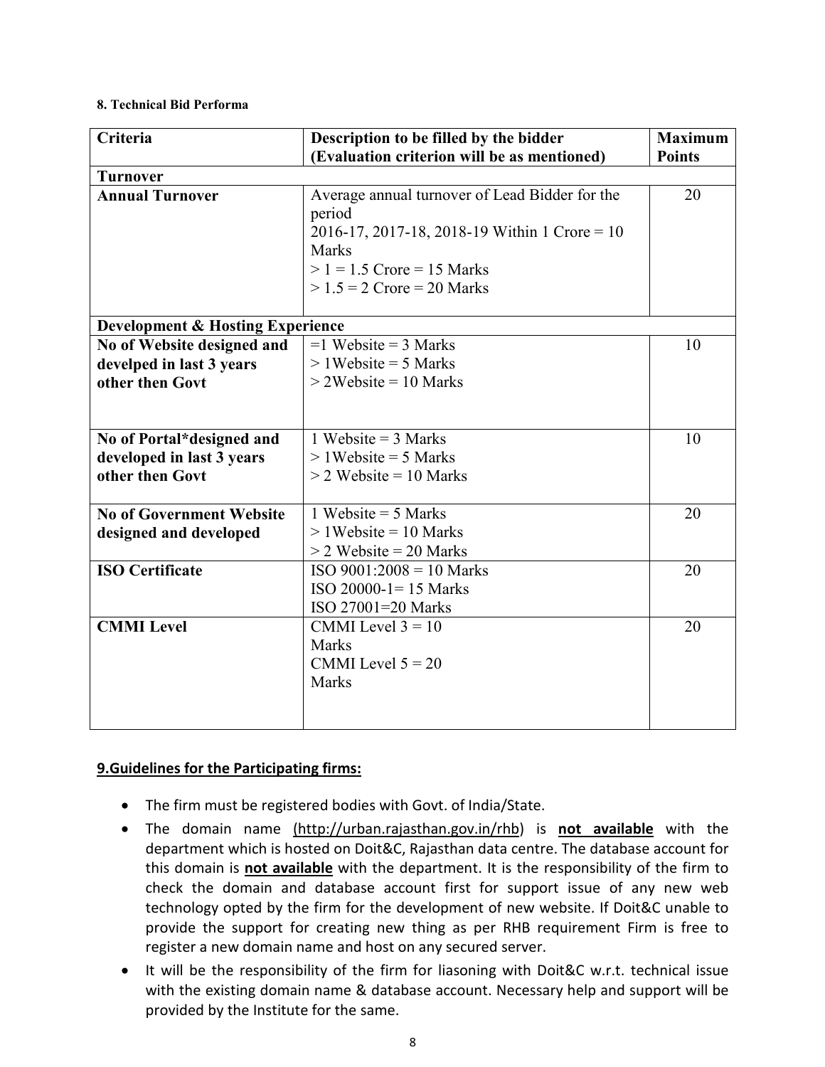**8. Technical Bid Performa**

| Criteria | Description to be filled by the bidder (Evaluation criterion will be as mentioned) | Maximum Points |
|---|---|---|
| **Turnover** | | |
| **Annual Turnover** | Average annual turnover of Lead Bidder for the period 2016-17, 2017-18, 2018-19 Within 1 Crore = 10 Marks<br>> 1 = 1.5 Crore = 15 Marks<br>> 1.5 = 2 Crore = 20 Marks | 20 |
| **Development & Hosting Experience** | | |
| **No of Website designed and develped in last 3 years other then Govt** | =1 Website = 3 Marks<br>> 1Website = 5 Marks<br>> 2Website = 10 Marks | 10 |
| **No of Portal*designed and developed in last 3 years other then Govt** | 1 Website = 3 Marks<br>> 1Website = 5 Marks<br>> 2 Website = 10 Marks | 10 |
| **No of Government Website designed and developed** | 1 Website = 5 Marks<br>> 1Website = 10 Marks<br>> 2 Website = 20 Marks | 20 |
| **ISO Certificate** | ISO 9001:2008 = 10 Marks<br>ISO 20000-1= 15 Marks<br>ISO 27001=20 Marks | 20 |
| **CMMI Level** | CMMI Level 3 = 10 Marks<br>CMMI Level 5 = 20 Marks | 20 |

**9.Guidelines for the Participating firms:**

- The firm must be registered bodies with Govt. of India/State.
- The domain name (http://urban.rajasthan.gov.in/rhb) is **not available** with the department which is hosted on Doit&C, Rajasthan data centre. The database account for this domain is **not available** with the department. It is the responsibility of the firm to check the domain and database account first for support issue of any new web technology opted by the firm for the development of new website. If Doit&C unable to provide the support for creating new thing as per RHB requirement Firm is free to register a new domain name and host on any secured server.
- It will be the responsibility of the firm for liasoning with Doit&C w.r.t. technical issue with the existing domain name & database account. Necessary help and support will be provided by the Institute for the same.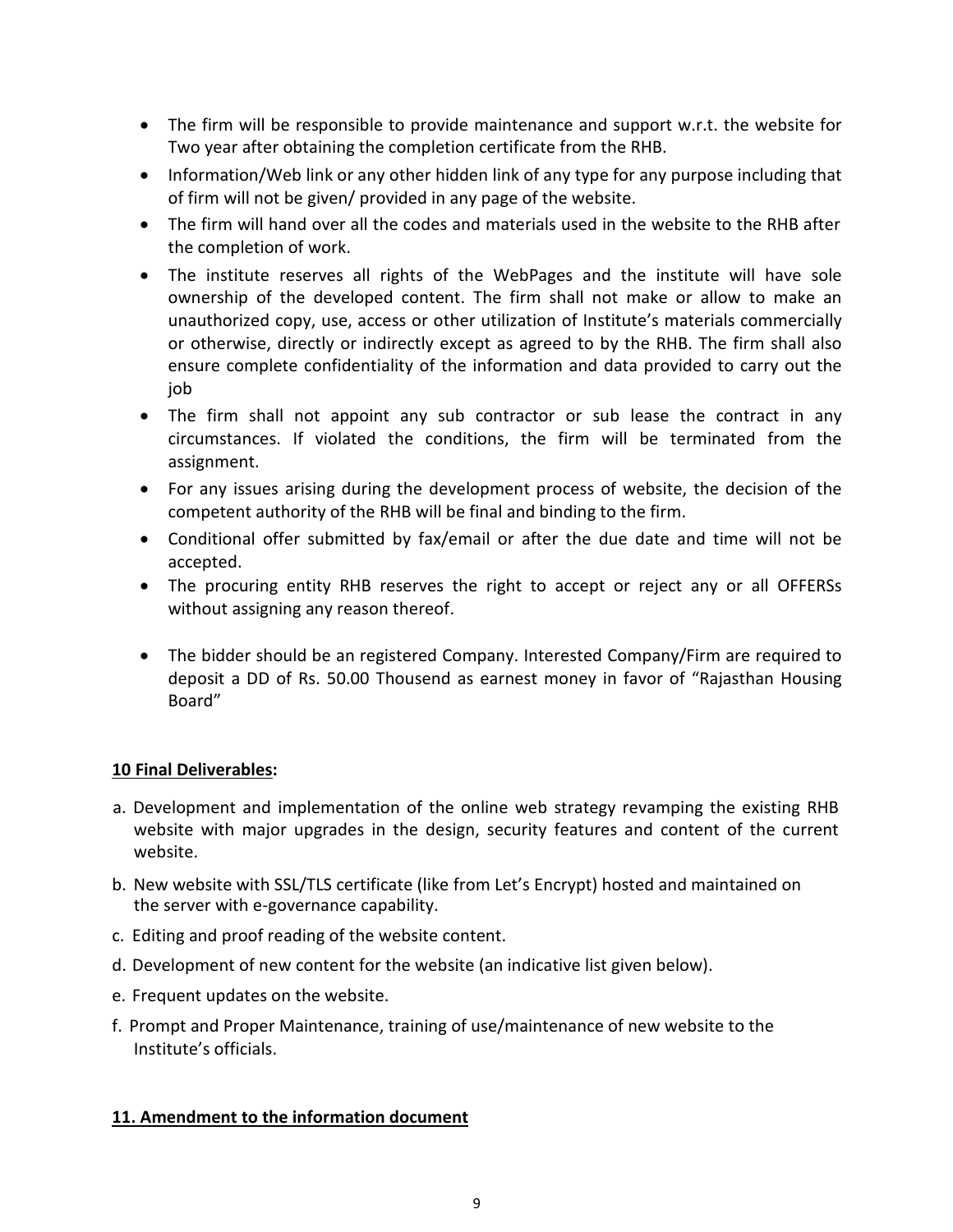- The firm will be responsible to provide maintenance and support w.r.t. the website for Two year after obtaining the completion certificate from the RHB.
- Information/Web link or any other hidden link of any type for any purpose including that of firm will not be given/ provided in any page of the website.
- The firm will hand over all the codes and materials used in the website to the RHB after the completion of work.
- The institute reserves all rights of the WebPages and the institute will have sole ownership of the developed content. The firm shall not make or allow to make an unauthorized copy, use, access or other utilization of Institute's materials commercially or otherwise, directly or indirectly except as agreed to by the RHB. The firm shall also ensure complete confidentiality of the information and data provided to carry out the job
- The firm shall not appoint any sub contractor or sub lease the contract in any circumstances. If violated the conditions, the firm will be terminated from the assignment.
- For any issues arising during the development process of website, the decision of the competent authority of the RHB will be final and binding to the firm.
- Conditional offer submitted by fax/email or after the due date and time will not be accepted.
- The procuring entity RHB reserves the right to accept or reject any or all OFFERSs without assigning any reason thereof.
- The bidder should be an registered Company. Interested Company/Firm are required to deposit a DD of Rs. 50.00 Thousend as earnest money in favor of "Rajasthan Housing Board"

**<u>10 Final Deliverables</u>:**

a. Development and implementation of the online web strategy revamping the existing RHB website with major upgrades in the design, security features and content of the current website.

b. New website with SSL/TLS certificate (like from Let's Encrypt) hosted and maintained on the server with e-governance capability.

c. Editing and proof reading of the website content.

d. Development of new content for the website (an indicative list given below).

e. Frequent updates on the website.

f. Prompt and Proper Maintenance, training of use/maintenance of new website to the Institute's officials.

**<u>11. Amendment to the information document</u>**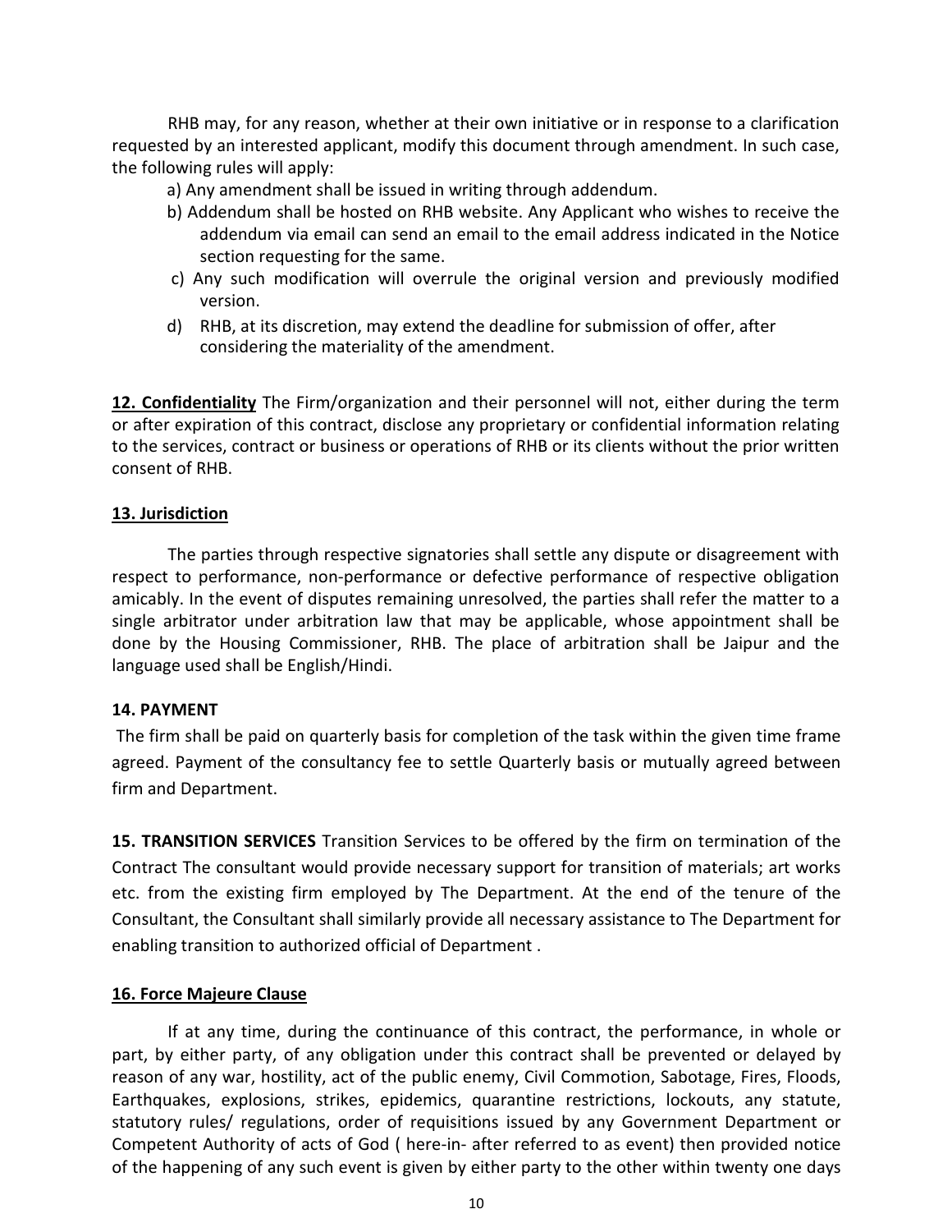RHB may, for any reason, whether at their own initiative or in response to a clarification requested by an interested applicant, modify this document through amendment. In such case, the following rules will apply:

a) Any amendment shall be issued in writing through addendum.

b) Addendum shall be hosted on RHB website. Any Applicant who wishes to receive the addendum via email can send an email to the email address indicated in the Notice section requesting for the same.

c) Any such modification will overrule the original version and previously modified version.

d) RHB, at its discretion, may extend the deadline for submission of offer, after considering the materiality of the amendment.

**12. Confidentiality** The Firm/organization and their personnel will not, either during the term or after expiration of this contract, disclose any proprietary or confidential information relating to the services, contract or business or operations of RHB or its clients without the prior written consent of RHB.

**13. Jurisdiction**

The parties through respective signatories shall settle any dispute or disagreement with respect to performance, non-performance or defective performance of respective obligation amicably. In the event of disputes remaining unresolved, the parties shall refer the matter to a single arbitrator under arbitration law that may be applicable, whose appointment shall be done by the Housing Commissioner, RHB. The place of arbitration shall be Jaipur and the language used shall be English/Hindi.

**14. PAYMENT**

The firm shall be paid on quarterly basis for completion of the task within the given time frame agreed. Payment of the consultancy fee to settle Quarterly basis or mutually agreed between firm and Department.

**15. TRANSITION SERVICES** Transition Services to be offered by the firm on termination of the Contract The consultant would provide necessary support for transition of materials; art works etc. from the existing firm employed by The Department. At the end of the tenure of the Consultant, the Consultant shall similarly provide all necessary assistance to The Department for enabling transition to authorized official of Department .

**16. Force Majeure Clause**

If at any time, during the continuance of this contract, the performance, in whole or part, by either party, of any obligation under this contract shall be prevented or delayed by reason of any war, hostility, act of the public enemy, Civil Commotion, Sabotage, Fires, Floods, Earthquakes, explosions, strikes, epidemics, quarantine restrictions, lockouts, any statute, statutory rules/ regulations, order of requisitions issued by any Government Department or Competent Authority of acts of God ( here-in- after referred to as event) then provided notice of the happening of any such event is given by either party to the other within twenty one days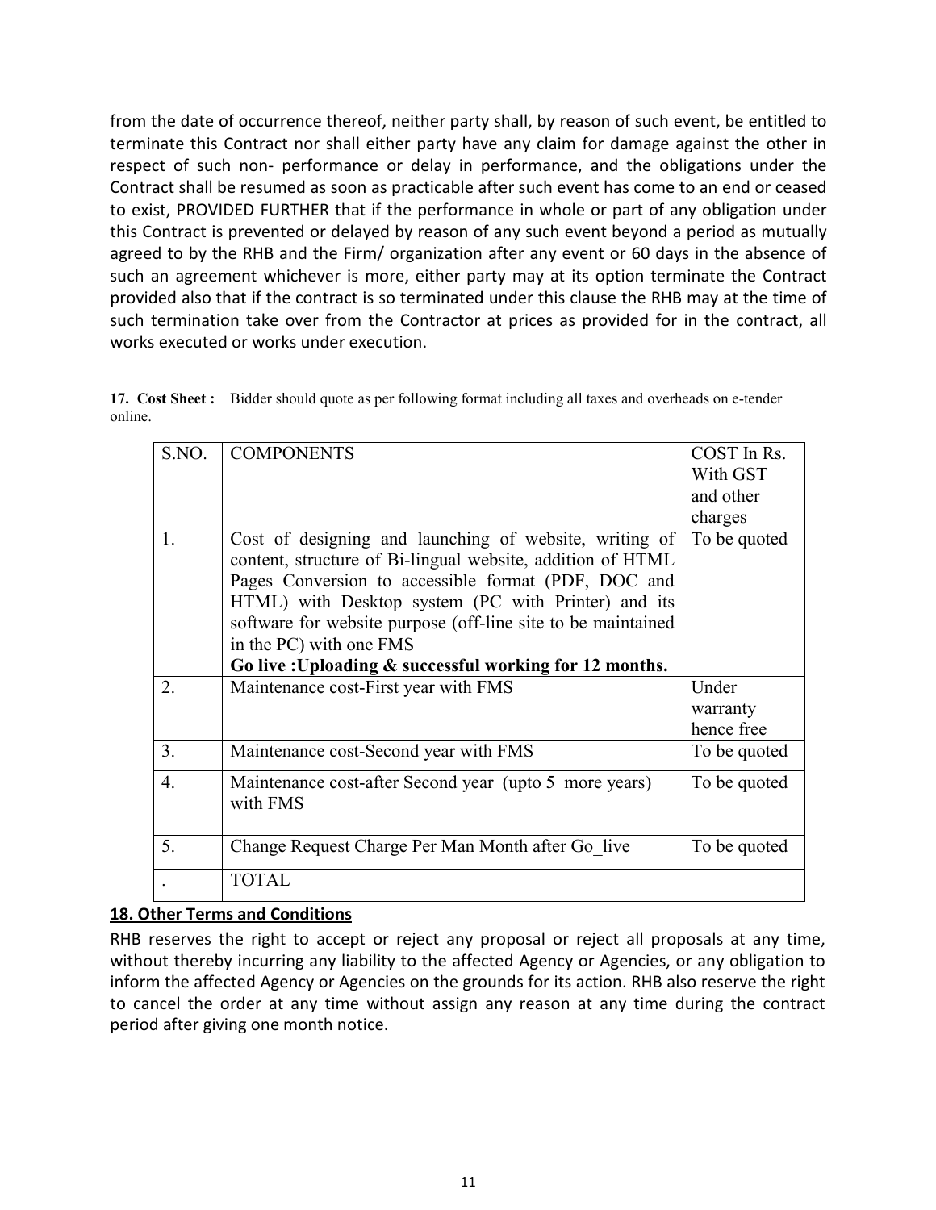from the date of occurrence thereof, neither party shall, by reason of such event, be entitled to terminate this Contract nor shall either party have any claim for damage against the other in respect of such non- performance or delay in performance, and the obligations under the Contract shall be resumed as soon as practicable after such event has come to an end or ceased to exist, PROVIDED FURTHER that if the performance in whole or part of any obligation under this Contract is prevented or delayed by reason of any such event beyond a period as mutually agreed to by the RHB and the Firm/ organization after any event or 60 days in the absence of such an agreement whichever is more, either party may at its option terminate the Contract provided also that if the contract is so terminated under this clause the RHB may at the time of such termination take over from the Contractor at prices as provided for in the contract, all works executed or works under execution.

**17. Cost Sheet :** Bidder should quote as per following format including all taxes and overheads on e-tender online.

| S.NO. | COMPONENTS | COST In Rs. With GST and other charges |
|---|---|---|
| 1. | Cost of designing and launching of website, writing of content, structure of Bi-lingual website, addition of HTML Pages Conversion to accessible format (PDF, DOC and HTML) with Desktop system (PC with Printer) and its software for website purpose (off-line site to be maintained in the PC) with one FMS **Go live :Uploading & successful working for 12 months.** | To be quoted |
| 2. | Maintenance cost-First year with FMS | Under warranty hence free |
| 3. | Maintenance cost-Second year with FMS | To be quoted |
| 4. | Maintenance cost-after Second year (upto 5 more years) with FMS | To be quoted |
| 5. | Change Request Charge Per Man Month after Go_live | To be quoted |
| . | TOTAL | |

## 18. Other Terms and Conditions

RHB reserves the right to accept or reject any proposal or reject all proposals at any time, without thereby incurring any liability to the affected Agency or Agencies, or any obligation to inform the affected Agency or Agencies on the grounds for its action. RHB also reserve the right to cancel the order at any time without assign any reason at any time during the contract period after giving one month notice.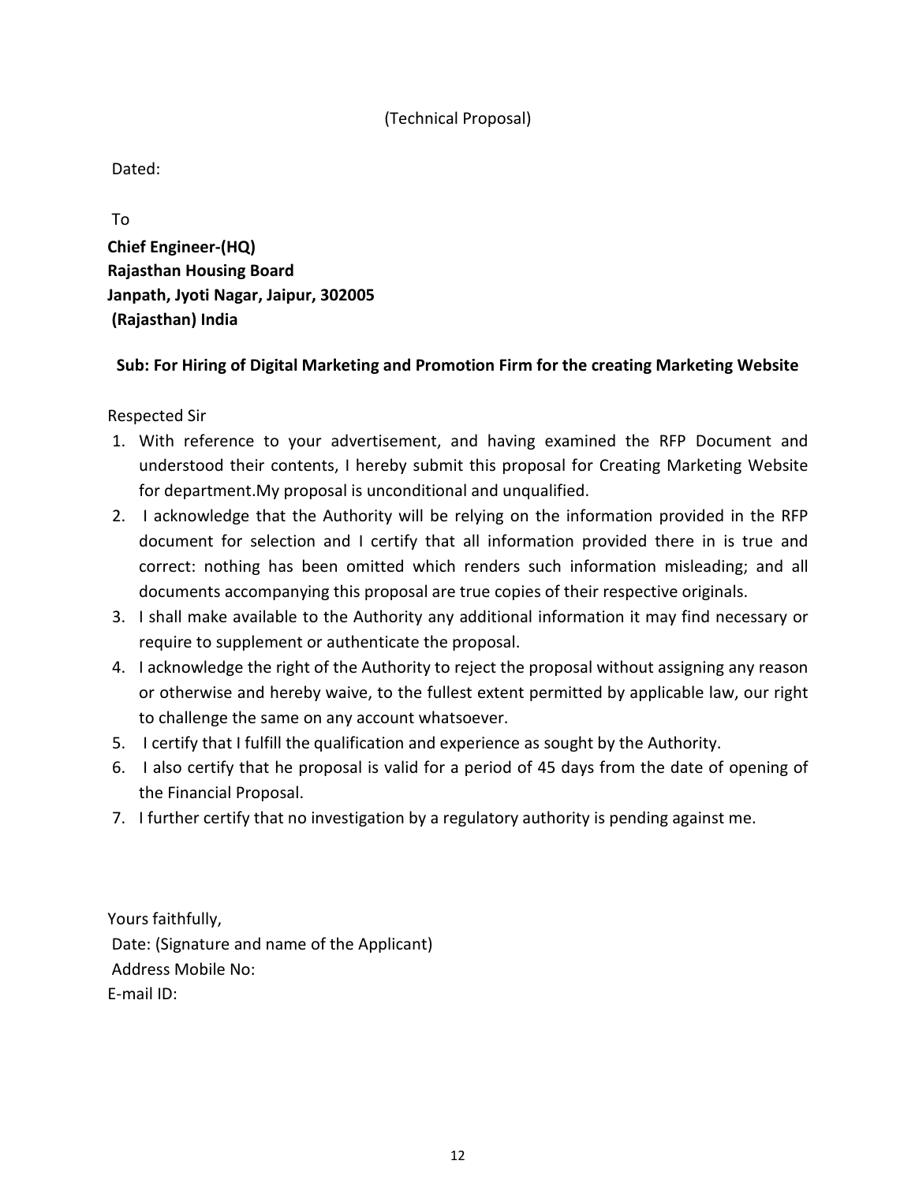(Technical Proposal)

Dated:

To

**Chief Engineer-(HQ)**
**Rajasthan Housing Board**
**Janpath, Jyoti Nagar, Jaipur, 302005**
**(Rajasthan) India**

**Sub: For Hiring of Digital Marketing and Promotion Firm for the creating Marketing Website**

Respected Sir

1. With reference to your advertisement, and having examined the RFP Document and understood their contents, I hereby submit this proposal for Creating Marketing Website for department.My proposal is unconditional and unqualified.
2. I acknowledge that the Authority will be relying on the information provided in the RFP document for selection and I certify that all information provided there in is true and correct: nothing has been omitted which renders such information misleading; and all documents accompanying this proposal are true copies of their respective originals.
3. I shall make available to the Authority any additional information it may find necessary or require to supplement or authenticate the proposal.
4. I acknowledge the right of the Authority to reject the proposal without assigning any reason or otherwise and hereby waive, to the fullest extent permitted by applicable law, our right to challenge the same on any account whatsoever.
5. I certify that I fulfill the qualification and experience as sought by the Authority.
6. I also certify that he proposal is valid for a period of 45 days from the date of opening of the Financial Proposal.
7. I further certify that no investigation by a regulatory authority is pending against me.

Yours faithfully,
Date: (Signature and name of the Applicant)
Address Mobile No:
E-mail ID: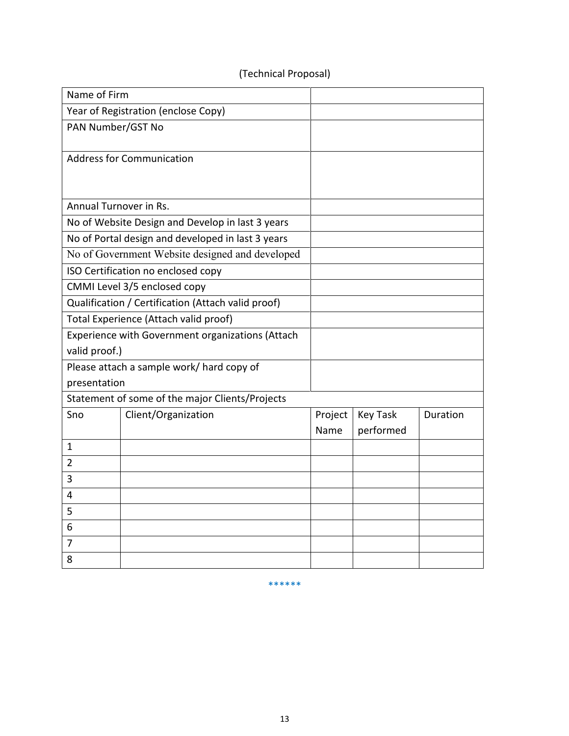(Technical Proposal)

| Name of Firm | |
|---|---|
| Year of Registration (enclose Copy) | |
| PAN Number/GST No | |
| Address for Communication | |
| Annual Turnover in Rs. | |
| No of Website Design and Develop in last 3 years | |
| No of Portal design and developed in last 3 years | |
| No of Government Website designed and developed | |
| ISO Certification no enclosed copy | |
| CMMI Level 3/5 enclosed copy | |
| Qualification / Certification (Attach valid proof) | |
| Total Experience (Attach valid proof) | |
| Experience with Government organizations (Attach valid proof.) | |
| Please attach a sample work/ hard copy of presentation | |

Statement of some of the major Clients/Projects

| Sno | Client/Organization | Project Name | Key Task performed | Duration |
|---|---|---|---|---|
| 1 | | | | |
| 2 | | | | |
| 3 | | | | |
| 4 | | | | |
| 5 | | | | |
| 6 | | | | |
| 7 | | | | |
| 8 | | | | |

******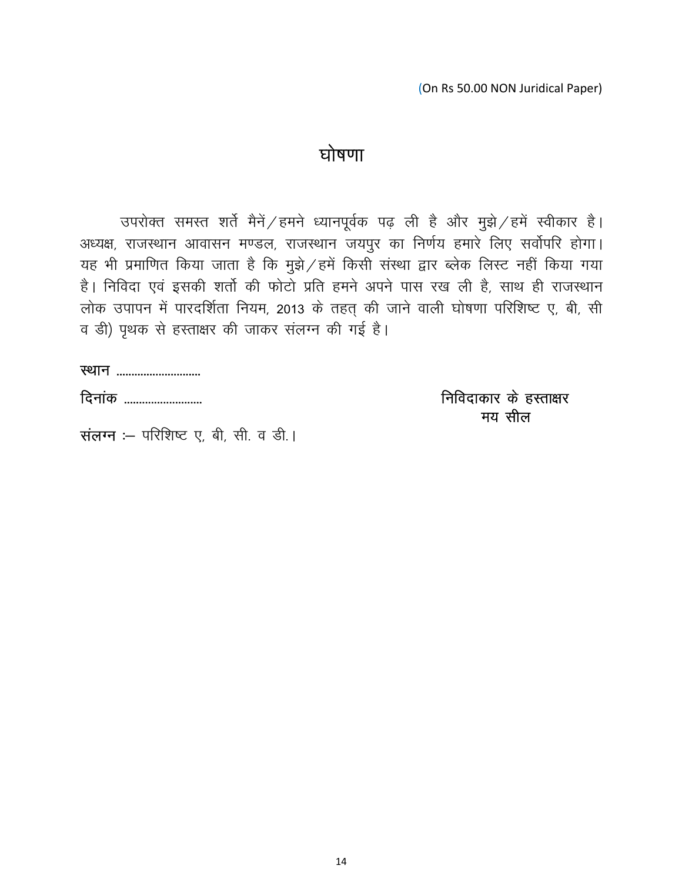(On Rs 50.00 NON Juridical Paper)

# घोषणा

उपरोक्त समस्त शर्ते मैनें/हमने ध्यानपूर्वक पढ़ ली है और मुझे/हमें स्वीकार है। अध्यक्ष, राजस्थान आवासन मण्डल, राजस्थान जयपुर का निर्णय हमारे लिए सर्वोपरि होगा। यह भी प्रमाणित किया जाता है कि मुझे/हमें किसी संस्था द्वार ब्लेक लिस्ट नहीं किया गया है। निविदा एवं इसकी शर्तो की फोटो प्रति हमने अपने पास रख ली है, साथ ही राजस्थान लोक उपापन में पारदर्शिता नियम, 2013 के तहत् की जाने वाली घोषणा परिशिष्ट ए, बी, सी व डी) पृथक से हस्ताक्षर की जाकर संलग्न की गई है।

**स्थान** ...........................

**दिनांक** .........................

निविदाकार के हस्ताक्षर
मय सील

**संलग्न** :– परिशिष्ट ए, बी, सी. व डी.।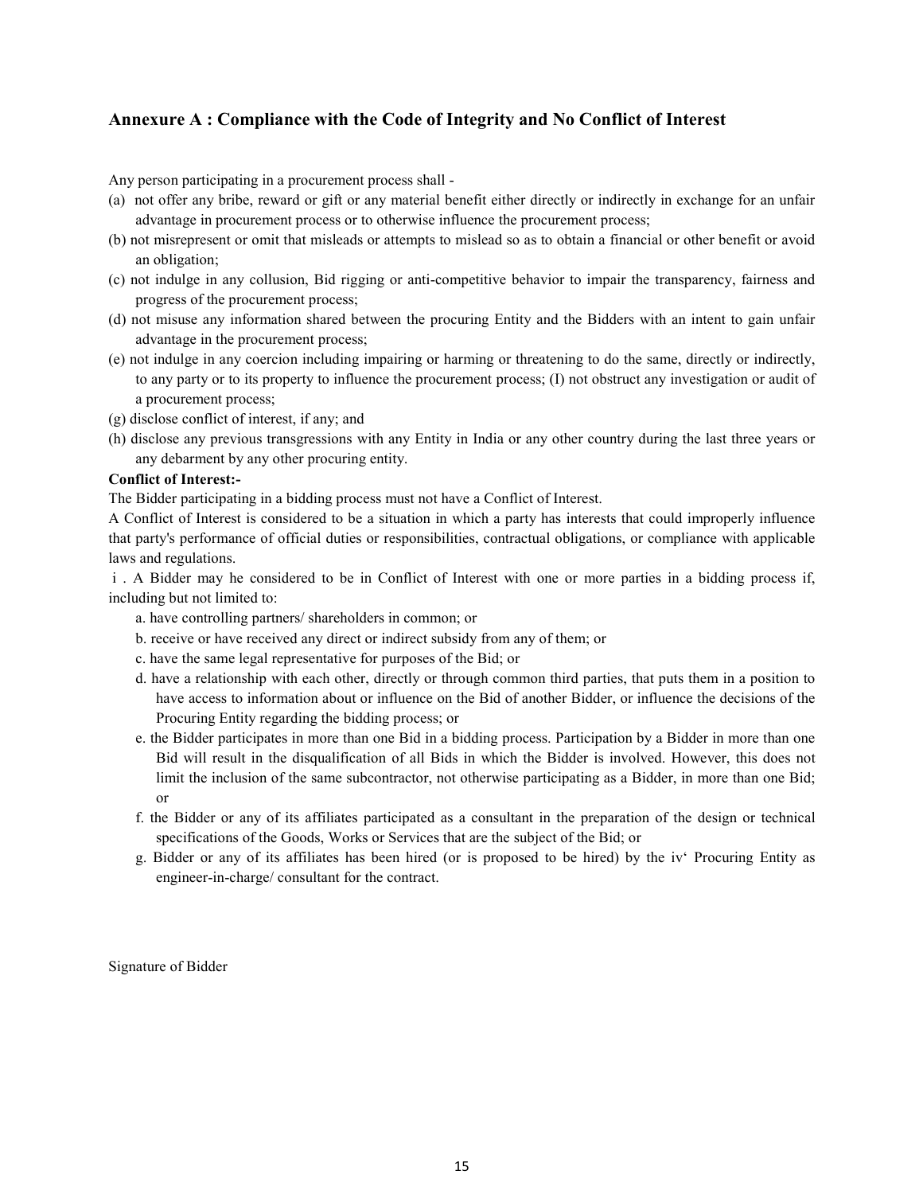## Annexure A : Compliance with the Code of Integrity and No Conflict of Interest

Any person participating in a procurement process shall -

(a) not offer any bribe, reward or gift or any material benefit either directly or indirectly in exchange for an unfair advantage in procurement process or to otherwise influence the procurement process;

(b) not misrepresent or omit that misleads or attempts to mislead so as to obtain a financial or other benefit or avoid an obligation;

(c) not indulge in any collusion, Bid rigging or anti-competitive behavior to impair the transparency, fairness and progress of the procurement process;

(d) not misuse any information shared between the procuring Entity and the Bidders with an intent to gain unfair advantage in the procurement process;

(e) not indulge in any coercion including impairing or harming or threatening to do the same, directly or indirectly, to any party or to its property to influence the procurement process; (I) not obstruct any investigation or audit of a procurement process;

(g) disclose conflict of interest, if any; and

(h) disclose any previous transgressions with any Entity in India or any other country during the last three years or any debarment by any other procuring entity.

**Conflict of Interest:-**

The Bidder participating in a bidding process must not have a Conflict of Interest.

A Conflict of Interest is considered to be a situation in which a party has interests that could improperly influence that party's performance of official duties or responsibilities, contractual obligations, or compliance with applicable laws and regulations.

i . A Bidder may he considered to be in Conflict of Interest with one or more parties in a bidding process if, including but not limited to:

a. have controlling partners/ shareholders in common; or

b. receive or have received any direct or indirect subsidy from any of them; or

c. have the same legal representative for purposes of the Bid; or

d. have a relationship with each other, directly or through common third parties, that puts them in a position to have access to information about or influence on the Bid of another Bidder, or influence the decisions of the Procuring Entity regarding the bidding process; or

e. the Bidder participates in more than one Bid in a bidding process. Participation by a Bidder in more than one Bid will result in the disqualification of all Bids in which the Bidder is involved. However, this does not limit the inclusion of the same subcontractor, not otherwise participating as a Bidder, in more than one Bid; or

f. the Bidder or any of its affiliates participated as a consultant in the preparation of the design or technical specifications of the Goods, Works or Services that are the subject of the Bid; or

g. Bidder or any of its affiliates has been hired (or is proposed to be hired) by the iv' Procuring Entity as engineer-in-charge/ consultant for the contract.

Signature of Bidder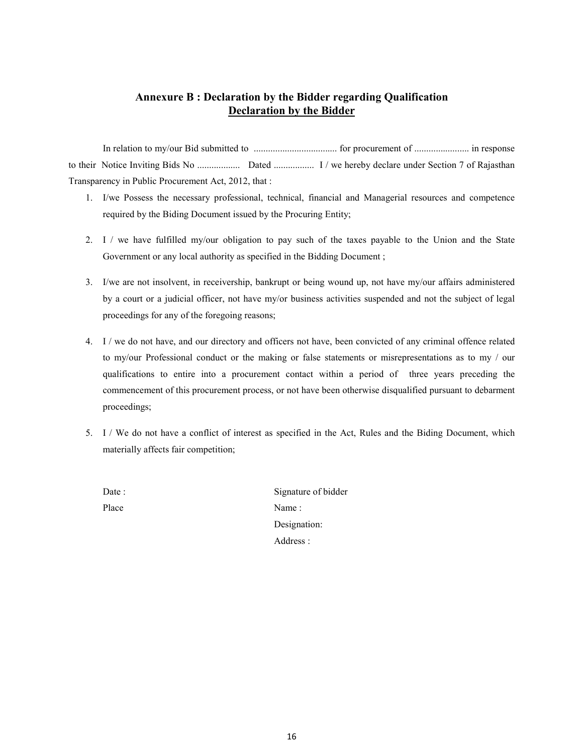## Annexure B : Declaration by the Bidder regarding Qualification

**<u>Declaration by the Bidder</u>**

In relation to my/our Bid submitted to .................................. for procurement of ....................... in response to their Notice Inviting Bids No .................. Dated ................. I / we hereby declare under Section 7 of Rajasthan Transparency in Public Procurement Act, 2012, that :

1. I/we Possess the necessary professional, technical, financial and Managerial resources and competence required by the Biding Document issued by the Procuring Entity;

2. I / we have fulfilled my/our obligation to pay such of the taxes payable to the Union and the State Government or any local authority as specified in the Bidding Document ;

3. I/we are not insolvent, in receivership, bankrupt or being wound up, not have my/our affairs administered by a court or a judicial officer, not have my/or business activities suspended and not the subject of legal proceedings for any of the foregoing reasons;

4. I / we do not have, and our directory and officers not have, been convicted of any criminal offence related to my/our Professional conduct or the making or false statements or misrepresentations as to my / our qualifications to entire into a procurement contact within a period of three years preceding the commencement of this procurement process, or not have been otherwise disqualified pursuant to debarment proceedings;

5. I / We do not have a conflict of interest as specified in the Act, Rules and the Biding Document, which materially affects fair competition;

Date :

Place

Signature of bidder

Name :

Designation:

Address :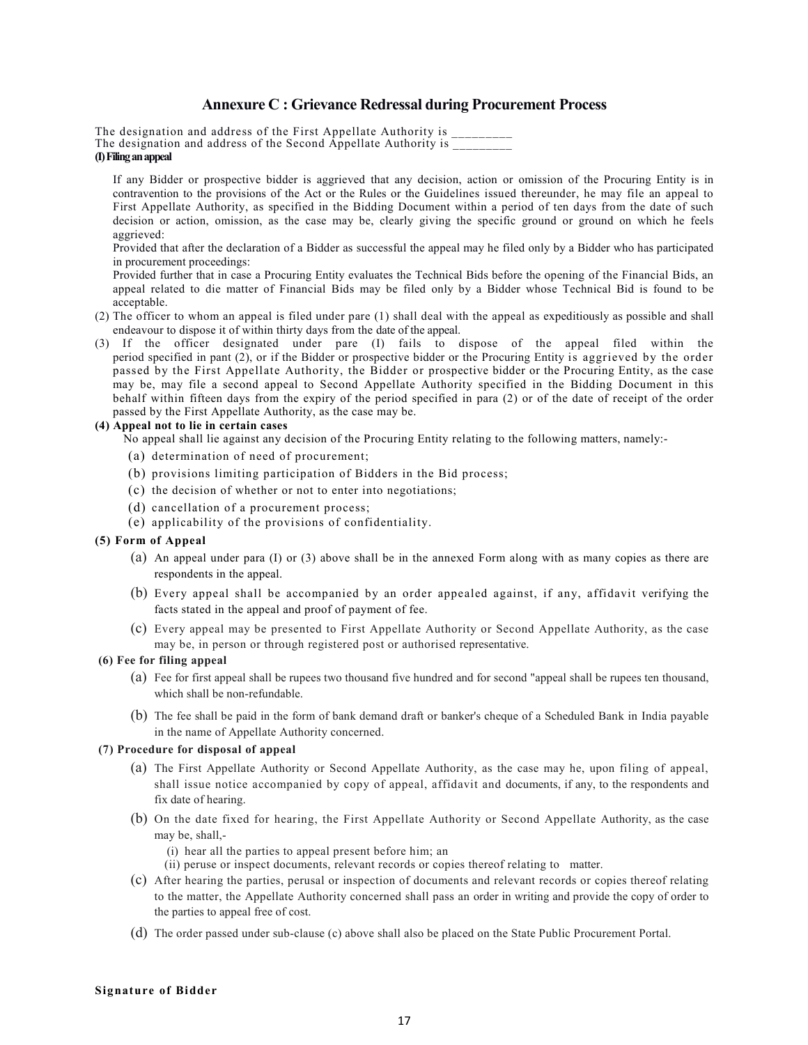## Annexure C : Grievance Redressal during Procurement Process

The designation and address of the First Appellate Authority is _________
The designation and address of the Second Appellate Authority is _________

**(I) Filing an appeal**

If any Bidder or prospective bidder is aggrieved that any decision, action or omission of the Procuring Entity is in contravention to the provisions of the Act or the Rules or the Guidelines issued thereunder, he may file an appeal to First Appellate Authority, as specified in the Bidding Document within a period of ten days from the date of such decision or action, omission, as the case may be, clearly giving the specific ground or ground on which he feels aggrieved:

Provided that after the declaration of a Bidder as successful the appeal may he filed only by a Bidder who has participated in procurement proceedings:

Provided further that in case a Procuring Entity evaluates the Technical Bids before the opening of the Financial Bids, an appeal related to die matter of Financial Bids may be filed only by a Bidder whose Technical Bid is found to be acceptable.

(2) The officer to whom an appeal is filed under pare (1) shall deal with the appeal as expeditiously as possible and shall endeavour to dispose it of within thirty days from the date of the appeal.

(3) If the officer designated under pare (I) fails to dispose of the appeal filed within the period specified in pant (2), or if the Bidder or prospective bidder or the Procuring Entity is aggrieved by the order passed by the First Appellate Authority, the Bidder or prospective bidder or the Procuring Entity, as the case may be, may file a second appeal to Second Appellate Authority specified in the Bidding Document in this behalf within fifteen days from the expiry of the period specified in para (2) or of the date of receipt of the order passed by the First Appellate Authority, as the case may be.

**(4) Appeal not to lie in certain cases**

No appeal shall lie against any decision of the Procuring Entity relating to the following matters, namely:-

(a) determination of need of procurement;
(b) provisions limiting participation of Bidders in the Bid process;
(c) the decision of whether or not to enter into negotiations;
(d) cancellation of a procurement process;
(e) applicability of the provisions of confidentiality.

**(5) Form of Appeal**

(a) An appeal under para (I) or (3) above shall be in the annexed Form along with as many copies as there are respondents in the appeal.

(b) Every appeal shall be accompanied by an order appealed against, if any, affidavit verifying the facts stated in the appeal and proof of payment of fee.

(c) Every appeal may be presented to First Appellate Authority or Second Appellate Authority, as the case may be, in person or through registered post or authorised representative.

**(6) Fee for filing appeal**

(a) Fee for first appeal shall be rupees two thousand five hundred and for second "appeal shall be rupees ten thousand, which shall be non-refundable.

(b) The fee shall be paid in the form of bank demand draft or banker's cheque of a Scheduled Bank in India payable in the name of Appellate Authority concerned.

**(7) Procedure for disposal of appeal**

(a) The First Appellate Authority or Second Appellate Authority, as the case may he, upon filing of appeal, shall issue notice accompanied by copy of appeal, affidavit and documents, if any, to the respondents and fix date of hearing.

(b) On the date fixed for hearing, the First Appellate Authority or Second Appellate Authority, as the case may be, shall,-

(i) hear all the parties to appeal present before him; an
(ii) peruse or inspect documents, relevant records or copies thereof relating to matter.

(c) After hearing the parties, perusal or inspection of documents and relevant records or copies thereof relating to the matter, the Appellate Authority concerned shall pass an order in writing and provide the copy of order to the parties to appeal free of cost.

(d) The order passed under sub-clause (c) above shall also be placed on the State Public Procurement Portal.

**Signature of Bidder**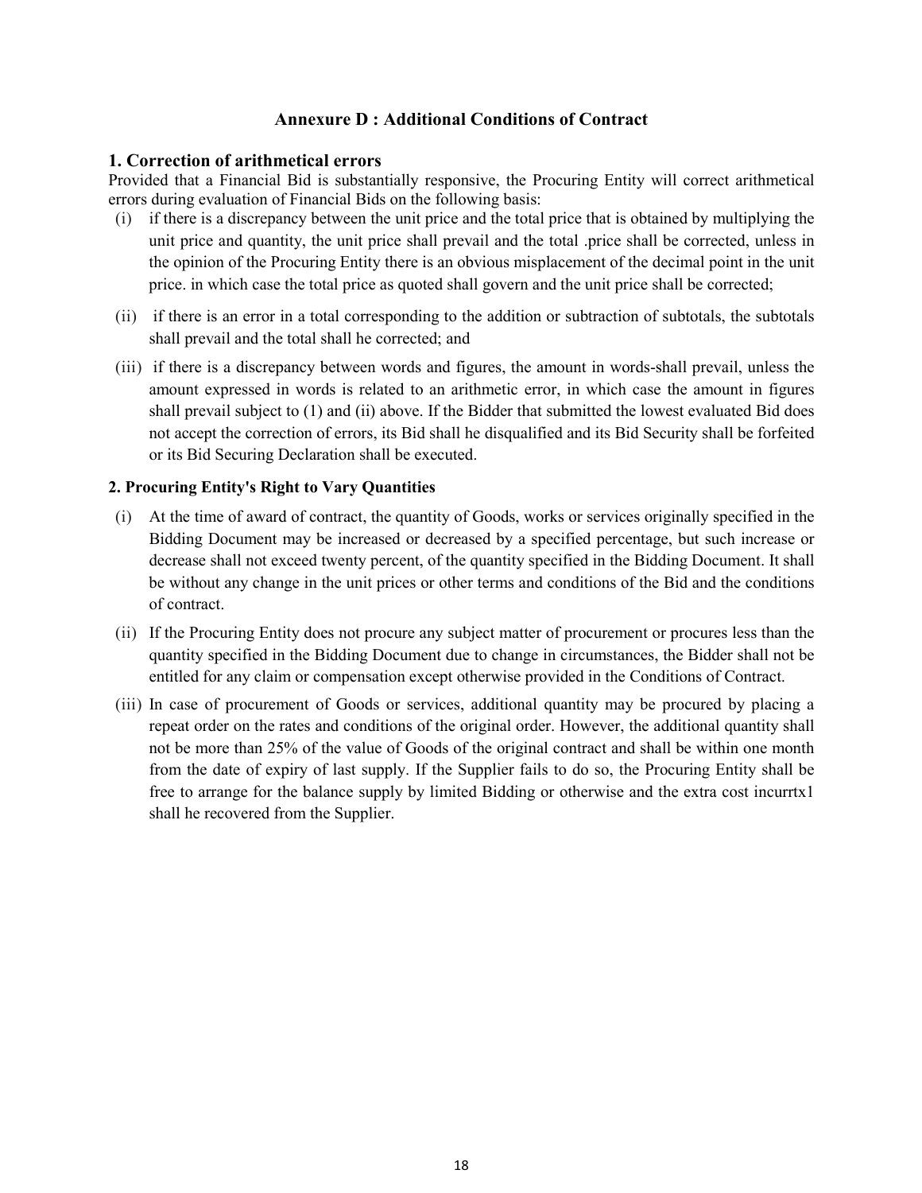## Annexure D : Additional Conditions of Contract

### 1. Correction of arithmetical errors

Provided that a Financial Bid is substantially responsive, the Procuring Entity will correct arithmetical errors during evaluation of Financial Bids on the following basis:

(i) if there is a discrepancy between the unit price and the total price that is obtained by multiplying the unit price and quantity, the unit price shall prevail and the total .price shall be corrected, unless in the opinion of the Procuring Entity there is an obvious misplacement of the decimal point in the unit price. in which case the total price as quoted shall govern and the unit price shall be corrected;

(ii) if there is an error in a total corresponding to the addition or subtraction of subtotals, the subtotals shall prevail and the total shall he corrected; and

(iii) if there is a discrepancy between words and figures, the amount in words-shall prevail, unless the amount expressed in words is related to an arithmetic error, in which case the amount in figures shall prevail subject to (1) and (ii) above. If the Bidder that submitted the lowest evaluated Bid does not accept the correction of errors, its Bid shall he disqualified and its Bid Security shall be forfeited or its Bid Securing Declaration shall be executed.

### 2. Procuring Entity's Right to Vary Quantities

(i) At the time of award of contract, the quantity of Goods, works or services originally specified in the Bidding Document may be increased or decreased by a specified percentage, but such increase or decrease shall not exceed twenty percent, of the quantity specified in the Bidding Document. It shall be without any change in the unit prices or other terms and conditions of the Bid and the conditions of contract.

(ii) If the Procuring Entity does not procure any subject matter of procurement or procures less than the quantity specified in the Bidding Document due to change in circumstances, the Bidder shall not be entitled for any claim or compensation except otherwise provided in the Conditions of Contract.

(iii) In case of procurement of Goods or services, additional quantity may be procured by placing a repeat order on the rates and conditions of the original order. However, the additional quantity shall not be more than 25% of the value of Goods of the original contract and shall be within one month from the date of expiry of last supply. If the Supplier fails to do so, the Procuring Entity shall be free to arrange for the balance supply by limited Bidding or otherwise and the extra cost incurrtx1 shall he recovered from the Supplier.